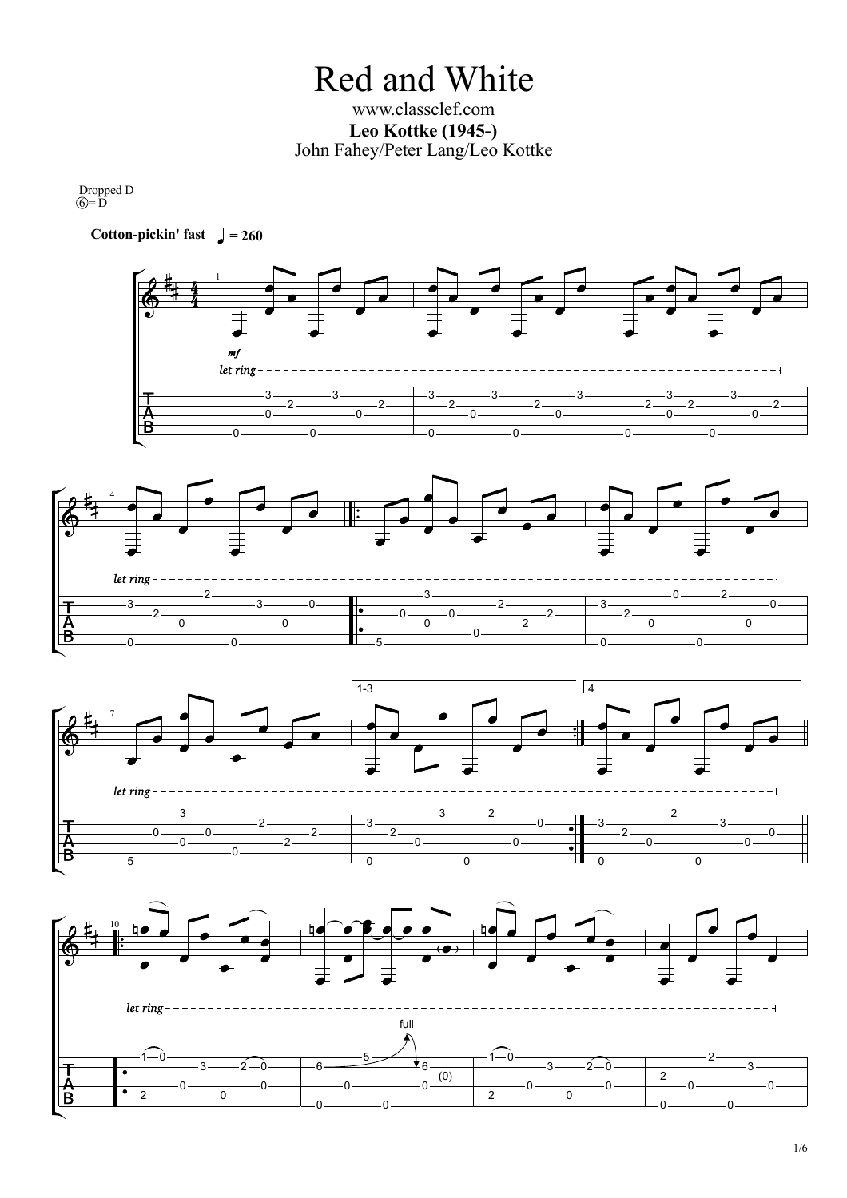# Red and White

www.classclef.com

**Leo Kottke (1945-)**

John Fahey/Peter Lang/Leo Kottke

Dropped D
⑥= D

**Cotton-pickin' fast** ♩ = 260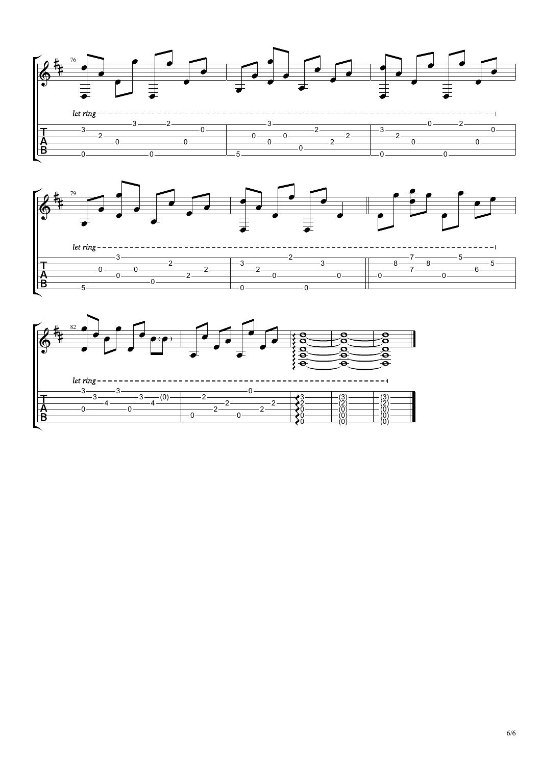76

*let ring*

79

*let ring*

82

*let ring*